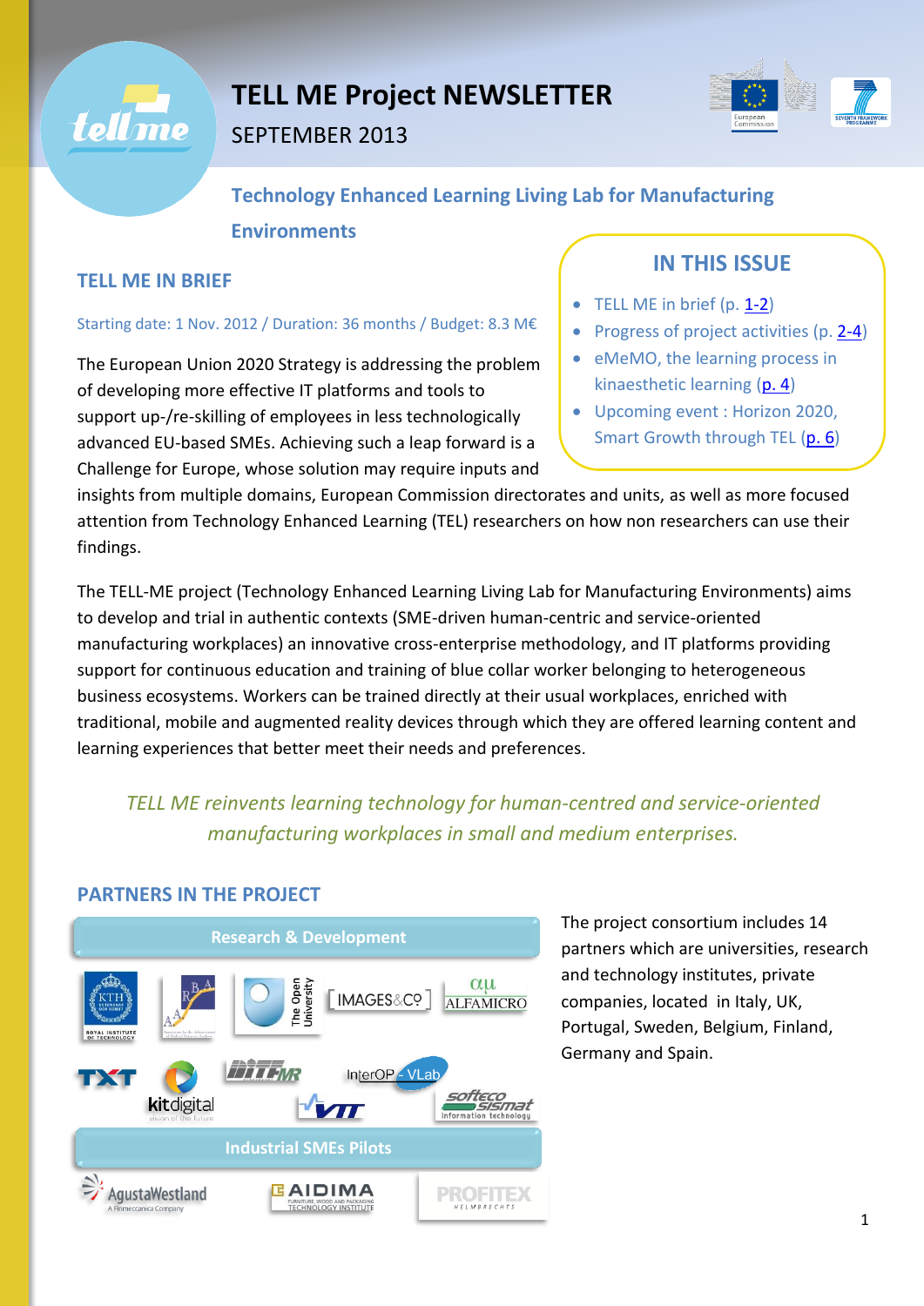# TELL ME Project NEWSLETTER

SEPTEMBER 2013

## Technology Enhanced Learning Living Lab for Manufacturing Environments

## IN THIS ISSUE

- TELL ME in brief (p. 1-2)
- Progress of project activities (p. 2-4)
- eMeMO, the learning process in kinaesthetic learning (p. 4)
- Upcoming event : Horizon 2020, Smart Growth through TEL (p. 6)

## TELL ME IN BRIEF

Starting date: 1 Nov. 2012 / Duration: 36 months / Budget: 8.3 M€

The European Union 2020 Strategy is addressing the problem of developing more effective IT platforms and tools to support up-/re-skilling of employees in less technologically advanced EU-based SMEs. Achieving such a leap forward is a Challenge for Europe, whose solution may require inputs and insights from multiple domains, European Commission directorates and units, as well as more focused attention from Technology Enhanced Learning (TEL) researchers on how non researchers can use their findings.

The TELL-ME project (Technology Enhanced Learning Living Lab for Manufacturing Environments) aims to develop and trial in authentic contexts (SME-driven human-centric and service-oriented manufacturing workplaces) an innovative cross-enterprise methodology, and IT platforms providing support for continuous education and training of blue collar worker belonging to heterogeneous business ecosystems. Workers can be trained directly at their usual workplaces, enriched with traditional, mobile and augmented reality devices through which they are offered learning content and learning experiences that better meet their needs and preferences.

*TELL ME reinvents learning technology for human-centred and service-oriented manufacturing workplaces in small and medium enterprises.*

## PARTNERS IN THE PROJECT

**Research & Development**

KTH Royal Institute of Technology, RBA, The Open University, IMAGES&Co, ALFAMICRO, TXT, kitdigital, DITF MR, InterOP-VLab, VTT, softeco sismat

**Industrial SMEs Pilots**

AgustaWestland, AIDIMA, PROFITEX

The project consortium includes 14 partners which are universities, research and technology institutes, private companies, located in Italy, UK, Portugal, Sweden, Belgium, Finland, Germany and Spain.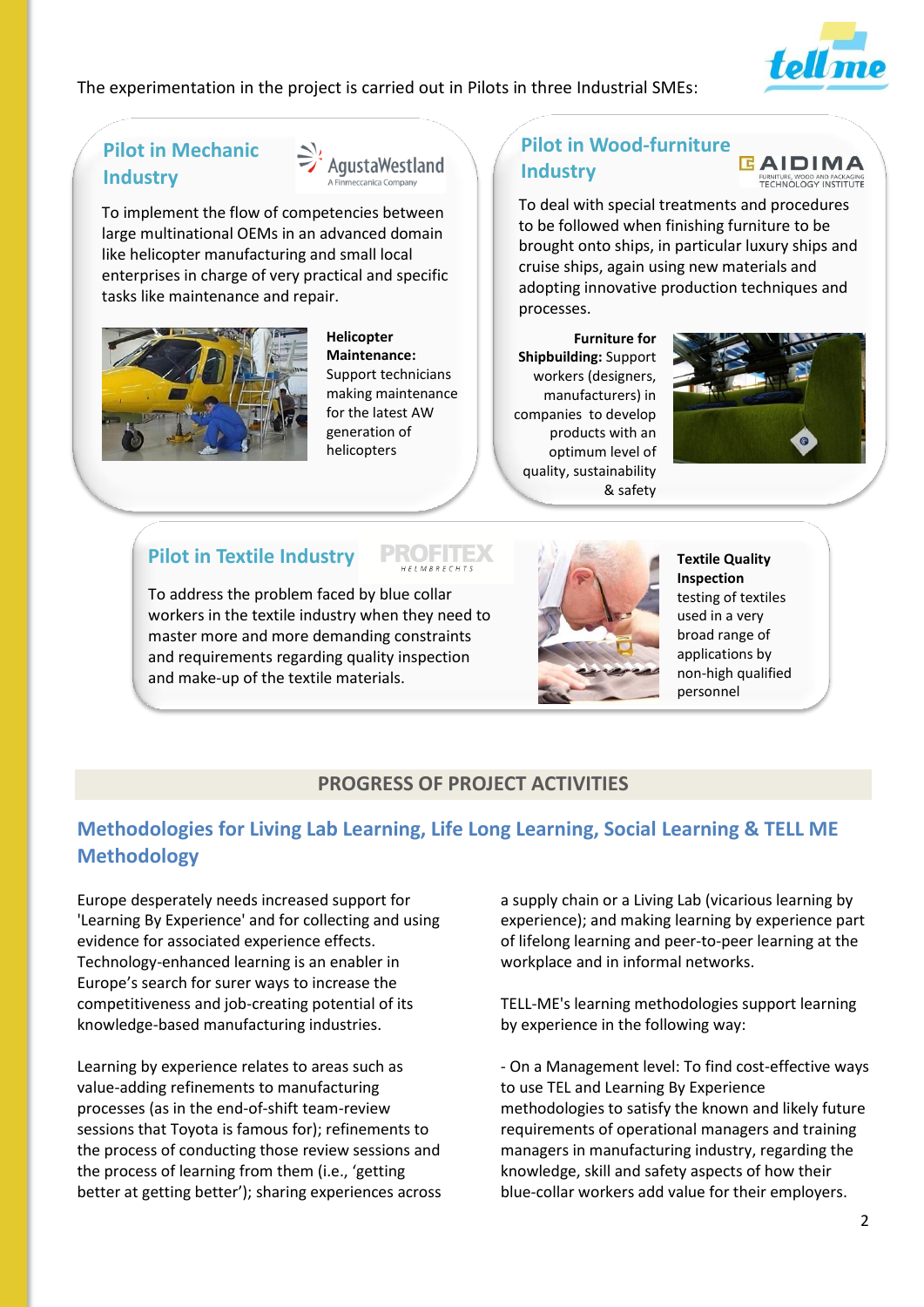The experimentation in the project is carried out in Pilots in three Industrial SMEs:

### Pilot in Mechanic Industry

AgustaWestland – A Finmeccanica Company

To implement the flow of competencies between large multinational OEMs in an advanced domain like helicopter manufacturing and small local enterprises in charge of very practical and specific tasks like maintenance and repair.

**Helicopter Maintenance:** Support technicians making maintenance for the latest AW generation of helicopters

### Pilot in Wood-furniture Industry

AIDIMA – Furniture, Wood and Packaging Technology Institute

To deal with special treatments and procedures to be followed when finishing furniture to be brought onto ships, in particular luxury ships and cruise ships, again using new materials and adopting innovative production techniques and processes.

**Furniture for Shipbuilding:** Support workers (designers, manufacturers) in companies to develop products with an optimum level of quality, sustainability & safety

### Pilot in Textile Industry

PROFITEX – Helmbrechts

To address the problem faced by blue collar workers in the textile industry when they need to master more and more demanding constraints and requirements regarding quality inspection and make-up of the textile materials.

**Textile Quality Inspection** testing of textiles used in a very broad range of applications by non-high qualified personnel

## PROGRESS OF PROJECT ACTIVITIES

### Methodologies for Living Lab Learning, Life Long Learning, Social Learning & TELL ME Methodology

Europe desperately needs increased support for 'Learning By Experience' and for collecting and using evidence for associated experience effects. Technology-enhanced learning is an enabler in Europe's search for surer ways to increase the competitiveness and job-creating potential of its knowledge-based manufacturing industries.

Learning by experience relates to areas such as value-adding refinements to manufacturing processes (as in the end-of-shift team-review sessions that Toyota is famous for); refinements to the process of conducting those review sessions and the process of learning from them (i.e., 'getting better at getting better'); sharing experiences across a supply chain or a Living Lab (vicarious learning by experience); and making learning by experience part of lifelong learning and peer-to-peer learning at the workplace and in informal networks.

TELL-ME's learning methodologies support learning by experience in the following way:

- On a Management level: To find cost-effective ways to use TEL and Learning By Experience methodologies to satisfy the known and likely future requirements of operational managers and training managers in manufacturing industry, regarding the knowledge, skill and safety aspects of how their blue-collar workers add value for their employers.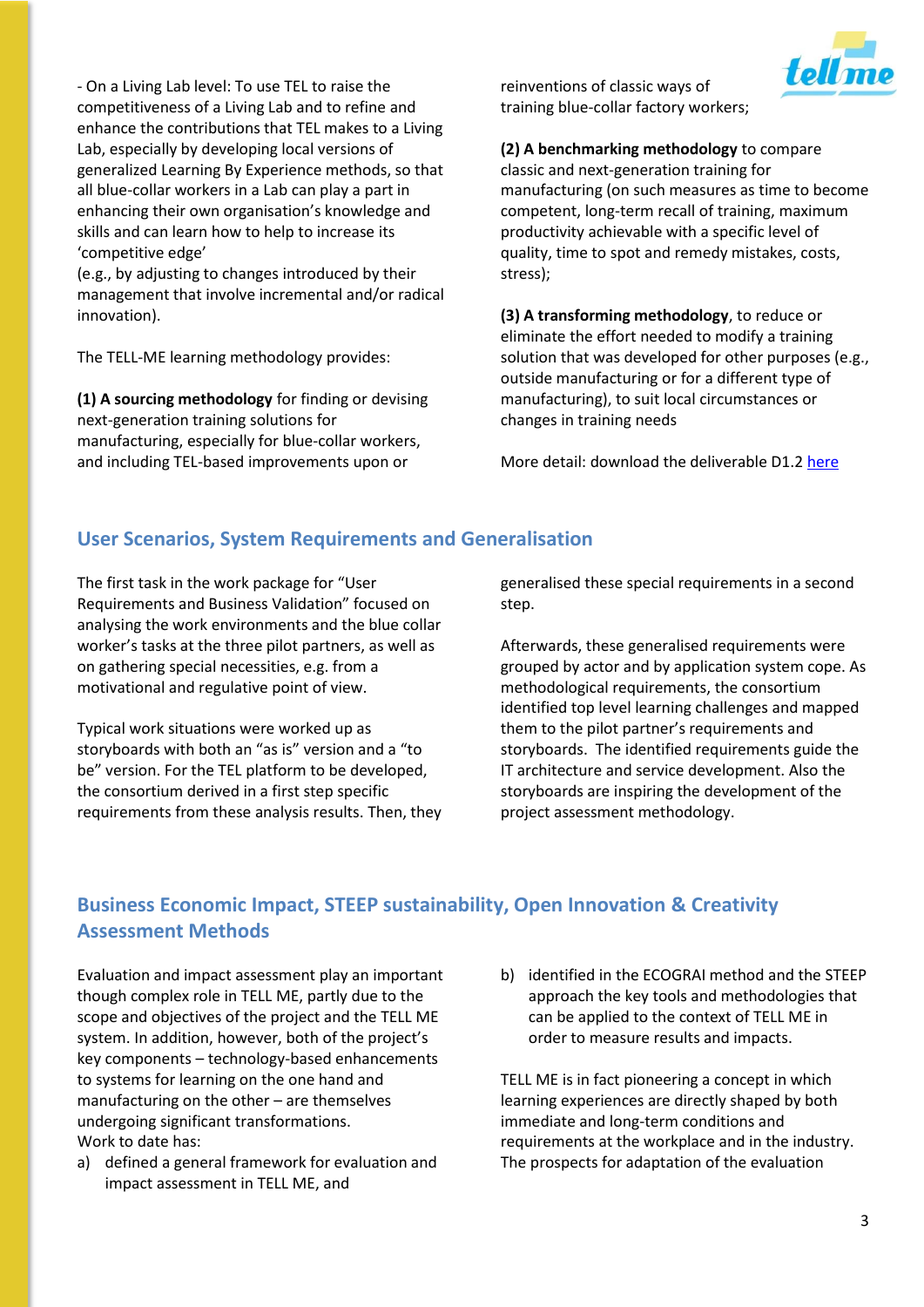- On a Living Lab level: To use TEL to raise the competitiveness of a Living Lab and to refine and enhance the contributions that TEL makes to a Living Lab, especially by developing local versions of generalized Learning By Experience methods, so that all blue-collar workers in a Lab can play a part in enhancing their own organisation's knowledge and skills and can learn how to help to increase its 'competitive edge'
(e.g., by adjusting to changes introduced by their management that involve incremental and/or radical innovation).

The TELL-ME learning methodology provides:

**(1) A sourcing methodology** for finding or devising next-generation training solutions for manufacturing, especially for blue-collar workers, and including TEL-based improvements upon or reinventions of classic ways of training blue-collar factory workers;

**(2) A benchmarking methodology** to compare classic and next-generation training for manufacturing (on such measures as time to become competent, long-term recall of training, maximum productivity achievable with a specific level of quality, time to spot and remedy mistakes, costs, stress);

**(3) A transforming methodology**, to reduce or eliminate the effort needed to modify a training solution that was developed for other purposes (e.g., outside manufacturing or for a different type of manufacturing), to suit local circumstances or changes in training needs

More detail: download the deliverable D1.2 here

## User Scenarios, System Requirements and Generalisation

The first task in the work package for "User Requirements and Business Validation" focused on analysing the work environments and the blue collar worker's tasks at the three pilot partners, as well as on gathering special necessities, e.g. from a motivational and regulative point of view.

Typical work situations were worked up as storyboards with both an "as is" version and a "to be" version. For the TEL platform to be developed, the consortium derived in a first step specific requirements from these analysis results. Then, they generalised these special requirements in a second step.

Afterwards, these generalised requirements were grouped by actor and by application system cope. As methodological requirements, the consortium identified top level learning challenges and mapped them to the pilot partner's requirements and storyboards. The identified requirements guide the IT architecture and service development. Also the storyboards are inspiring the development of the project assessment methodology.

## Business Economic Impact, STEEP sustainability, Open Innovation & Creativity Assessment Methods

Evaluation and impact assessment play an important though complex role in TELL ME, partly due to the scope and objectives of the project and the TELL ME system. In addition, however, both of the project's key components – technology-based enhancements to systems for learning on the one hand and manufacturing on the other – are themselves undergoing significant transformations.
Work to date has:

a) defined a general framework for evaluation and impact assessment in TELL ME, and
b) identified in the ECOGRAI method and the STEEP approach the key tools and methodologies that can be applied to the context of TELL ME in order to measure results and impacts.

TELL ME is in fact pioneering a concept in which learning experiences are directly shaped by both immediate and long-term conditions and requirements at the workplace and in the industry. The prospects for adaptation of the evaluation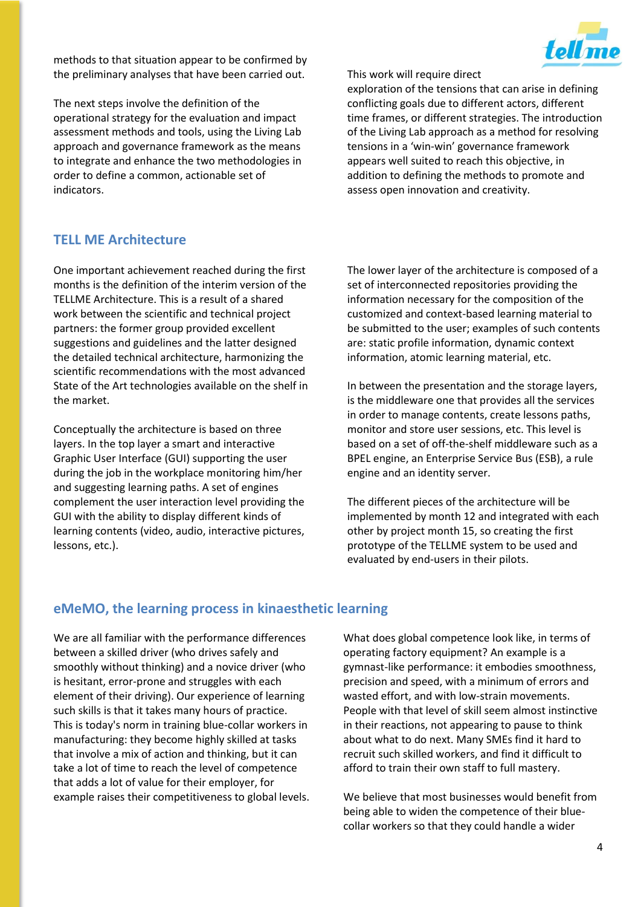methods to that situation appear to be confirmed by the preliminary analyses that have been carried out.

The next steps involve the definition of the operational strategy for the evaluation and impact assessment methods and tools, using the Living Lab approach and governance framework as the means to integrate and enhance the two methodologies in order to define a common, actionable set of indicators.

This work will require direct exploration of the tensions that can arise in defining conflicting goals due to different actors, different time frames, or different strategies. The introduction of the Living Lab approach as a method for resolving tensions in a 'win-win' governance framework appears well suited to reach this objective, in addition to defining the methods to promote and assess open innovation and creativity.

## TELL ME Architecture

One important achievement reached during the first months is the definition of the interim version of the TELLME Architecture. This is a result of a shared work between the scientific and technical project partners: the former group provided excellent suggestions and guidelines and the latter designed the detailed technical architecture, harmonizing the scientific recommendations with the most advanced State of the Art technologies available on the shelf in the market.

Conceptually the architecture is based on three layers. In the top layer a smart and interactive Graphic User Interface (GUI) supporting the user during the job in the workplace monitoring him/her and suggesting learning paths. A set of engines complement the user interaction level providing the GUI with the ability to display different kinds of learning contents (video, audio, interactive pictures, lessons, etc.).

The lower layer of the architecture is composed of a set of interconnected repositories providing the information necessary for the composition of the customized and context-based learning material to be submitted to the user; examples of such contents are: static profile information, dynamic context information, atomic learning material, etc.

In between the presentation and the storage layers, is the middleware one that provides all the services in order to manage contents, create lessons paths, monitor and store user sessions, etc. This level is based on a set of off-the-shelf middleware such as a BPEL engine, an Enterprise Service Bus (ESB), a rule engine and an identity server.

The different pieces of the architecture will be implemented by month 12 and integrated with each other by project month 15, so creating the first prototype of the TELLME system to be used and evaluated by end-users in their pilots.

## eMeMO, the learning process in kinaesthetic learning

We are all familiar with the performance differences between a skilled driver (who drives safely and smoothly without thinking) and a novice driver (who is hesitant, error-prone and struggles with each element of their driving). Our experience of learning such skills is that it takes many hours of practice. This is today's norm in training blue-collar workers in manufacturing: they become highly skilled at tasks that involve a mix of action and thinking, but it can take a lot of time to reach the level of competence that adds a lot of value for their employer, for example raises their competitiveness to global levels.

What does global competence look like, in terms of operating factory equipment? An example is a gymnast-like performance: it embodies smoothness, precision and speed, with a minimum of errors and wasted effort, and with low-strain movements. People with that level of skill seem almost instinctive in their reactions, not appearing to pause to think about what to do next. Many SMEs find it hard to recruit such skilled workers, and find it difficult to afford to train their own staff to full mastery.

We believe that most businesses would benefit from being able to widen the competence of their blue-collar workers so that they could handle a wider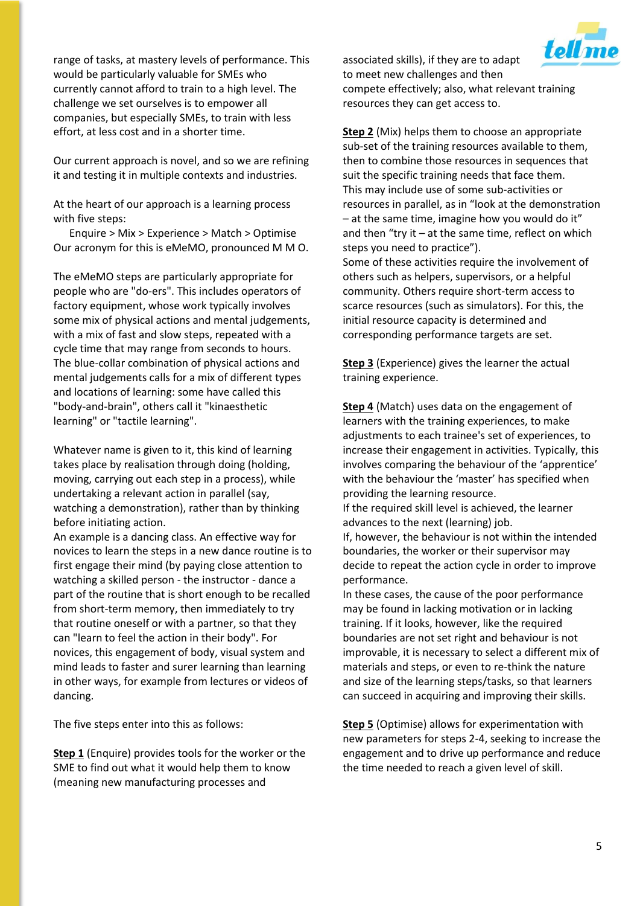range of tasks, at mastery levels of performance. This would be particularly valuable for SMEs who currently cannot afford to train to a high level. The challenge we set ourselves is to empower all companies, but especially SMEs, to train with less effort, at less cost and in a shorter time.

Our current approach is novel, and so we are refining it and testing it in multiple contexts and industries.

At the heart of our approach is a learning process with five steps:

Enquire > Mix > Experience > Match > Optimise

Our acronym for this is eMeMO, pronounced M M O.

The eMeMO steps are particularly appropriate for people who are "do-ers". This includes operators of factory equipment, whose work typically involves some mix of physical actions and mental judgements, with a mix of fast and slow steps, repeated with a cycle time that may range from seconds to hours. The blue-collar combination of physical actions and mental judgements calls for a mix of different types and locations of learning: some have called this "body-and-brain", others call it "kinaesthetic learning" or "tactile learning".

Whatever name is given to it, this kind of learning takes place by realisation through doing (holding, moving, carrying out each step in a process), while undertaking a relevant action in parallel (say, watching a demonstration), rather than by thinking before initiating action.

An example is a dancing class. An effective way for novices to learn the steps in a new dance routine is to first engage their mind (by paying close attention to watching a skilled person - the instructor - dance a part of the routine that is short enough to be recalled from short-term memory, then immediately to try that routine oneself or with a partner, so that they can "learn to feel the action in their body". For novices, this engagement of body, visual system and mind leads to faster and surer learning than learning in other ways, for example from lectures or videos of dancing.

The five steps enter into this as follows:

**Step 1** (Enquire) provides tools for the worker or the SME to find out what it would help them to know (meaning new manufacturing processes and associated skills), if they are to adapt to meet new challenges and then compete effectively; also, what relevant training resources they can get access to.

**Step 2** (Mix) helps them to choose an appropriate sub-set of the training resources available to them, then to combine those resources in sequences that suit the specific training needs that face them. This may include use of some sub-activities or resources in parallel, as in "look at the demonstration – at the same time, imagine how you would do it" and then "try it – at the same time, reflect on which steps you need to practice").

Some of these activities require the involvement of others such as helpers, supervisors, or a helpful community. Others require short-term access to scarce resources (such as simulators). For this, the initial resource capacity is determined and corresponding performance targets are set.

**Step 3** (Experience) gives the learner the actual training experience.

**Step 4** (Match) uses data on the engagement of learners with the training experiences, to make adjustments to each trainee's set of experiences, to increase their engagement in activities. Typically, this involves comparing the behaviour of the 'apprentice' with the behaviour the 'master' has specified when providing the learning resource.

If the required skill level is achieved, the learner advances to the next (learning) job.

If, however, the behaviour is not within the intended boundaries, the worker or their supervisor may decide to repeat the action cycle in order to improve performance.

In these cases, the cause of the poor performance may be found in lacking motivation or in lacking training. If it looks, however, like the required boundaries are not set right and behaviour is not improvable, it is necessary to select a different mix of materials and steps, or even to re-think the nature and size of the learning steps/tasks, so that learners can succeed in acquiring and improving their skills.

**Step 5** (Optimise) allows for experimentation with new parameters for steps 2-4, seeking to increase the engagement and to drive up performance and reduce the time needed to reach a given level of skill.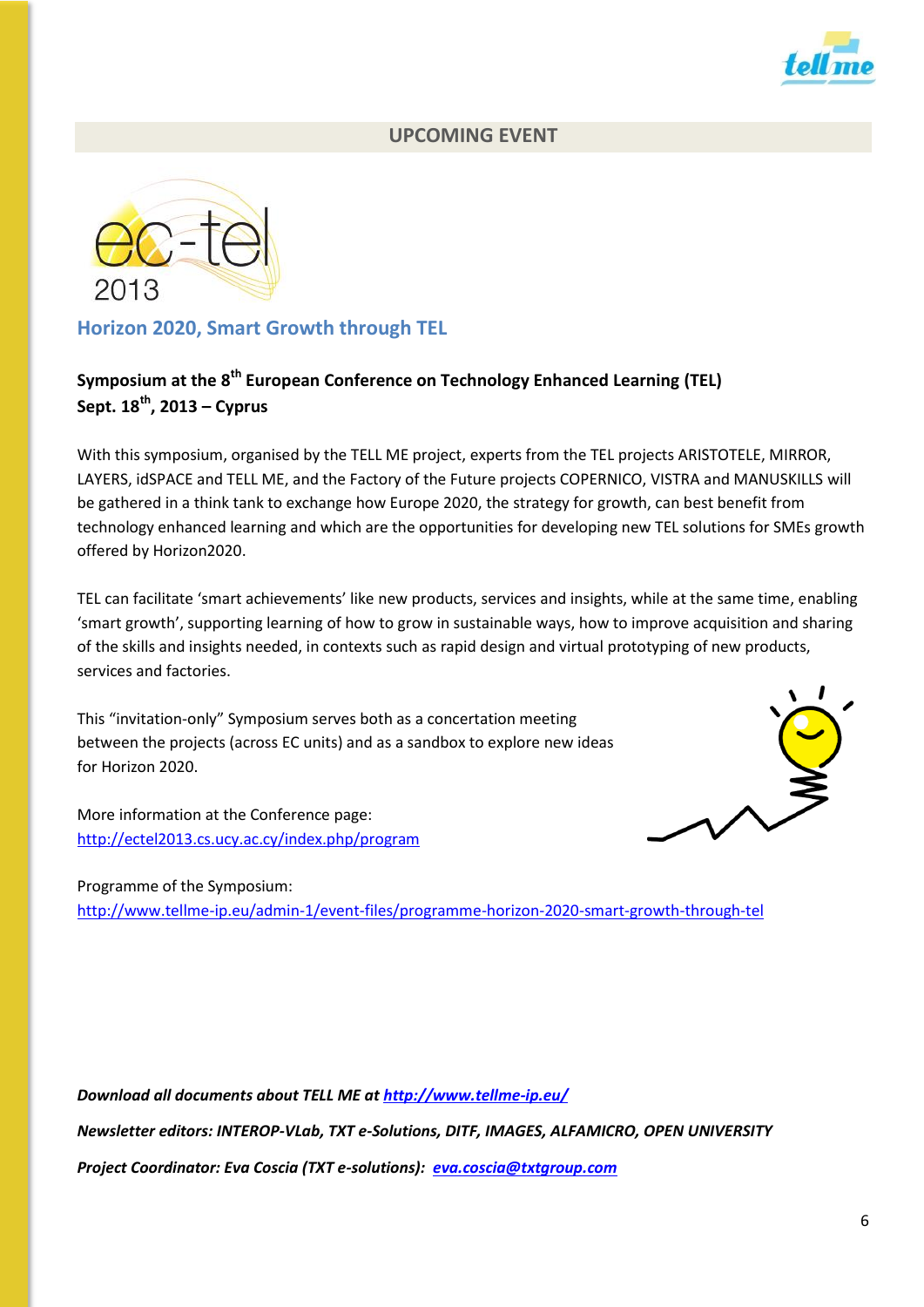## UPCOMING EVENT

ec-tel 2013

### Horizon 2020, Smart Growth through TEL

**Symposium at the 8th European Conference on Technology Enhanced Learning (TEL)**
**Sept. 18th, 2013 – Cyprus**

With this symposium, organised by the TELL ME project, experts from the TEL projects ARISTOTELE, MIRROR, LAYERS, idSPACE and TELL ME, and the Factory of the Future projects COPERNICO, VISTRA and MANUSKILLS will be gathered in a think tank to exchange how Europe 2020, the strategy for growth, can best benefit from technology enhanced learning and which are the opportunities for developing new TEL solutions for SMEs growth offered by Horizon2020.

TEL can facilitate 'smart achievements' like new products, services and insights, while at the same time, enabling 'smart growth', supporting learning of how to grow in sustainable ways, how to improve acquisition and sharing of the skills and insights needed, in contexts such as rapid design and virtual prototyping of new products, services and factories.

This "invitation-only" Symposium serves both as a concertation meeting between the projects (across EC units) and as a sandbox to explore new ideas for Horizon 2020.

More information at the Conference page:
http://ectel2013.cs.ucy.ac.cy/index.php/program

Programme of the Symposium:
http://www.tellme-ip.eu/admin-1/event-files/programme-horizon-2020-smart-growth-through-tel

***Download all documents about TELL ME at http://www.tellme-ip.eu/***

***Newsletter editors: INTEROP-VLab, TXT e-Solutions, DITF, IMAGES, ALFAMICRO, OPEN UNIVERSITY***

***Project Coordinator: Eva Coscia (TXT e-solutions): eva.coscia@txtgroup.com***